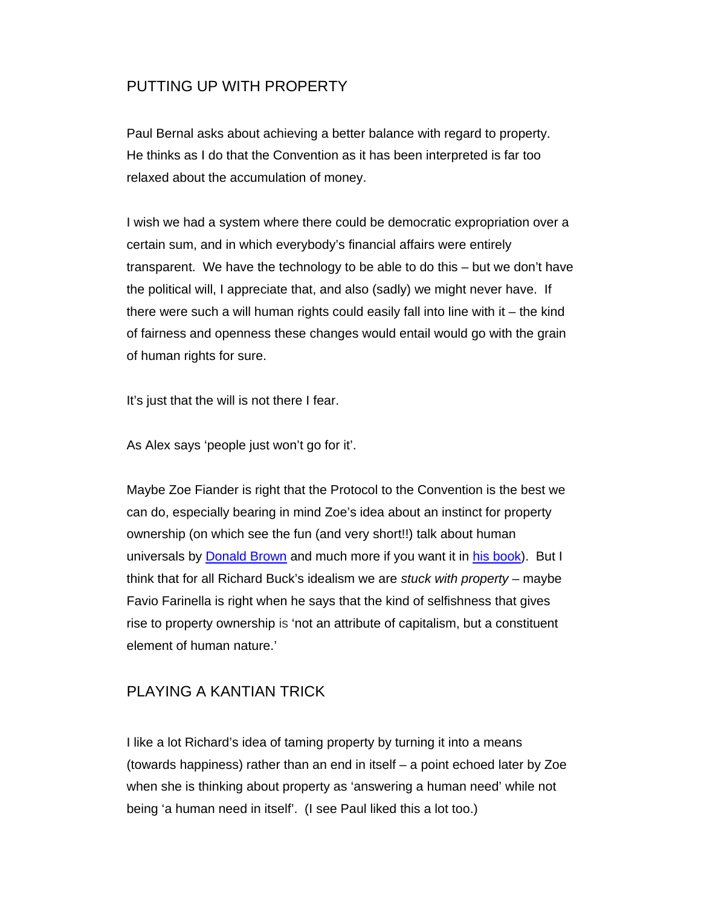## PUTTING UP WITH PROPERTY

Paul Bernal asks about achieving a better balance with regard to property. He thinks as I do that the Convention as it has been interpreted is far too relaxed about the accumulation of money.

I wish we had a system where there could be democratic expropriation over a certain sum, and in which everybody's financial affairs were entirely transparent. We have the technology to be able to do this – but we don't have the political will, I appreciate that, and also (sadly) we might never have. If there were such a will human rights could easily fall into line with it – the kind of fairness and openness these changes would entail would go with the grain of human rights for sure.

It's just that the will is not there I fear.

As Alex says 'people just won't go for it'.

Maybe Zoe Fiander is right that the Protocol to the Convention is the best we can do, especially bearing in mind Zoe's idea about an instinct for property ownership (on which see the fun (and very short!!) talk about human universals by Donald Brown and much more if you want it in his book). But I think that for all Richard Buck's idealism we are *stuck with property* – maybe Favio Farinella is right when he says that the kind of selfishness that gives rise to property ownership is 'not an attribute of capitalism, but a constituent element of human nature.'

## PLAYING A KANTIAN TRICK

I like a lot Richard's idea of taming property by turning it into a means (towards happiness) rather than an end in itself – a point echoed later by Zoe when she is thinking about property as 'answering a human need' while not being 'a human need in itself'. (I see Paul liked this a lot too.)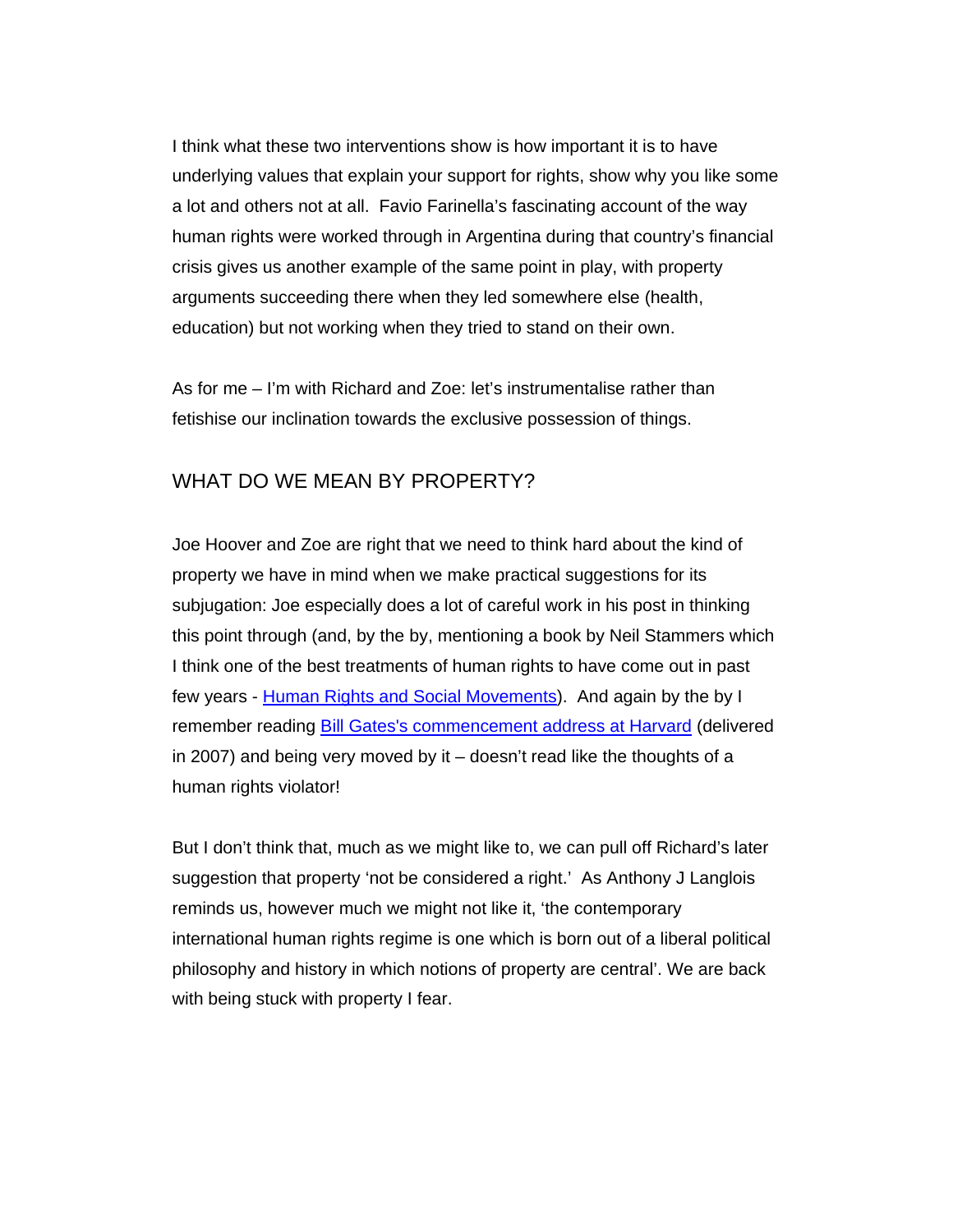I think what these two interventions show is how important it is to have underlying values that explain your support for rights, show why you like some a lot and others not at all. Favio Farinella's fascinating account of the way human rights were worked through in Argentina during that country's financial crisis gives us another example of the same point in play, with property arguments succeeding there when they led somewhere else (health, education) but not working when they tried to stand on their own.

As for me – I'm with Richard and Zoe: let's instrumentalise rather than fetishise our inclination towards the exclusive possession of things.

## WHAT DO WE MEAN BY PROPERTY?

Joe Hoover and Zoe are right that we need to think hard about the kind of property we have in mind when we make practical suggestions for its subjugation: Joe especially does a lot of careful work in his post in thinking this point through (and, by the by, mentioning a book by Neil Stammers which I think one of the best treatments of human rights to have come out in past few years - [Human Rights and Social Movements](#)). And again by the by I remember reading [Bill Gates's commencement address at Harvard](#) (delivered in 2007) and being very moved by it – doesn't read like the thoughts of a human rights violator!

But I don't think that, much as we might like to, we can pull off Richard's later suggestion that property 'not be considered a right.' As Anthony J Langlois reminds us, however much we might not like it, 'the contemporary international human rights regime is one which is born out of a liberal political philosophy and history in which notions of property are central'. We are back with being stuck with property I fear.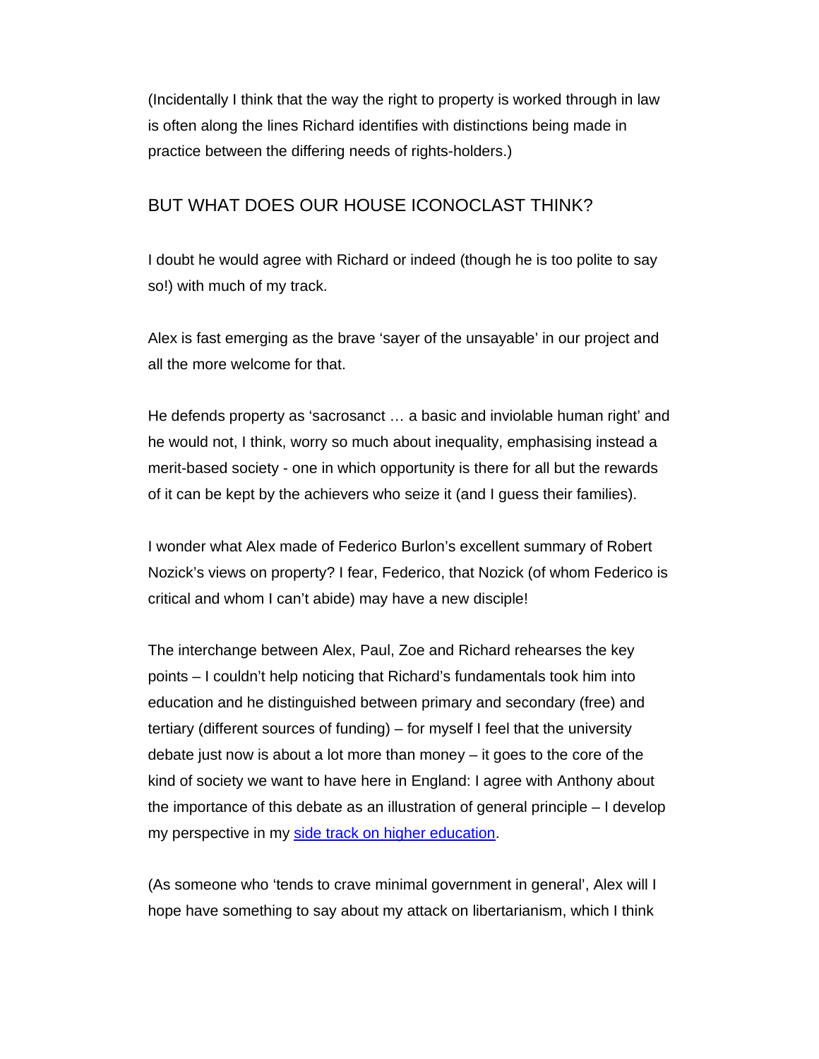(Incidentally I think that the way the right to property is worked through in law is often along the lines Richard identifies with distinctions being made in practice between the differing needs of rights-holders.)

## BUT WHAT DOES OUR HOUSE ICONOCLAST THINK?

I doubt he would agree with Richard or indeed (though he is too polite to say so!) with much of my track.

Alex is fast emerging as the brave 'sayer of the unsayable' in our project and all the more welcome for that.

He defends property as 'sacrosanct … a basic and inviolable human right' and he would not, I think, worry so much about inequality, emphasising instead a merit-based society - one in which opportunity is there for all but the rewards of it can be kept by the achievers who seize it (and I guess their families).

I wonder what Alex made of Federico Burlon's excellent summary of Robert Nozick's views on property? I fear, Federico, that Nozick (of whom Federico is critical and whom I can't abide) may have a new disciple!

The interchange between Alex, Paul, Zoe and Richard rehearses the key points – I couldn't help noticing that Richard's fundamentals took him into education and he distinguished between primary and secondary (free) and tertiary (different sources of funding) – for myself I feel that the university debate just now is about a lot more than money – it goes to the core of the kind of society we want to have here in England: I agree with Anthony about the importance of this debate as an illustration of general principle – I develop my perspective in my side track on higher education.

(As someone who 'tends to crave minimal government in general', Alex will I hope have something to say about my attack on libertarianism, which I think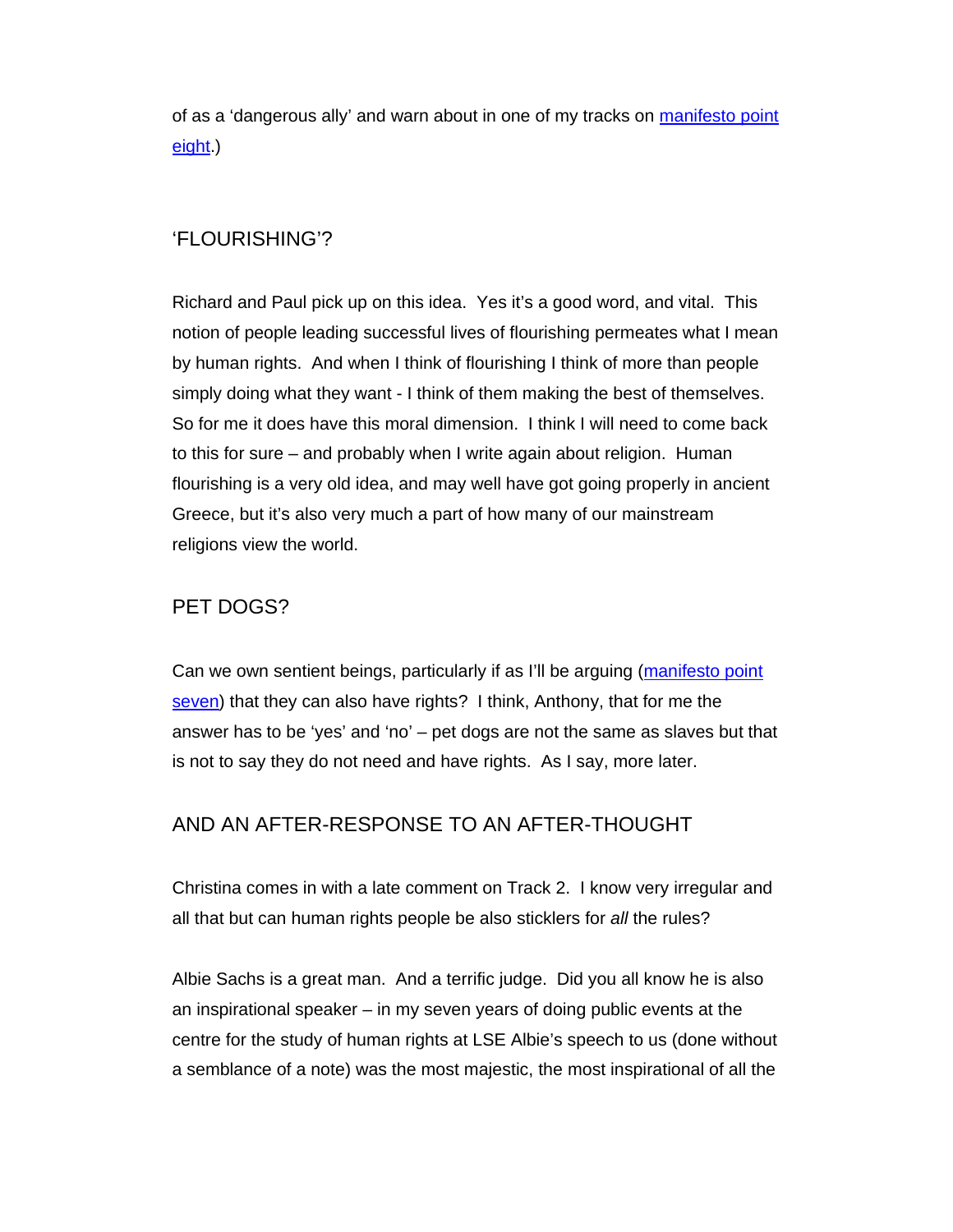of as a 'dangerous ally' and warn about in one of my tracks on manifesto point eight.)

## 'FLOURISHING'?

Richard and Paul pick up on this idea. Yes it's a good word, and vital. This notion of people leading successful lives of flourishing permeates what I mean by human rights. And when I think of flourishing I think of more than people simply doing what they want - I think of them making the best of themselves. So for me it does have this moral dimension. I think I will need to come back to this for sure – and probably when I write again about religion. Human flourishing is a very old idea, and may well have got going properly in ancient Greece, but it's also very much a part of how many of our mainstream religions view the world.

## PET DOGS?

Can we own sentient beings, particularly if as I'll be arguing (manifesto point seven) that they can also have rights? I think, Anthony, that for me the answer has to be 'yes' and 'no' – pet dogs are not the same as slaves but that is not to say they do not need and have rights. As I say, more later.

## AND AN AFTER-RESPONSE TO AN AFTER-THOUGHT

Christina comes in with a late comment on Track 2. I know very irregular and all that but can human rights people be also sticklers for *all* the rules?

Albie Sachs is a great man. And a terrific judge. Did you all know he is also an inspirational speaker – in my seven years of doing public events at the centre for the study of human rights at LSE Albie's speech to us (done without a semblance of a note) was the most majestic, the most inspirational of all the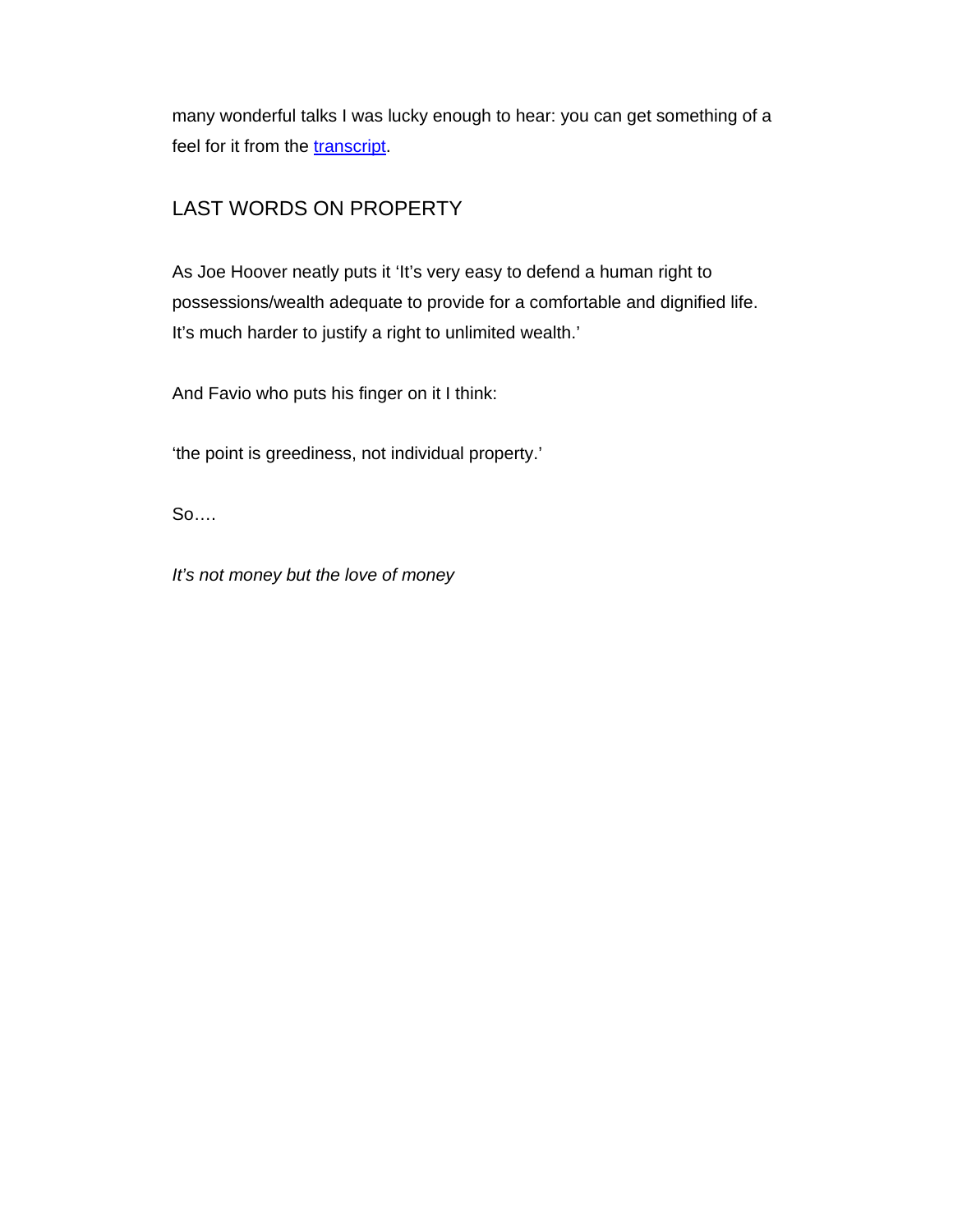many wonderful talks I was lucky enough to hear: you can get something of a feel for it from the transcript.

## LAST WORDS ON PROPERTY

As Joe Hoover neatly puts it 'It's very easy to defend a human right to possessions/wealth adequate to provide for a comfortable and dignified life. It's much harder to justify a right to unlimited wealth.'

And Favio who puts his finger on it I think:

'the point is greediness, not individual property.'

So….

*It's not money but the love of money*